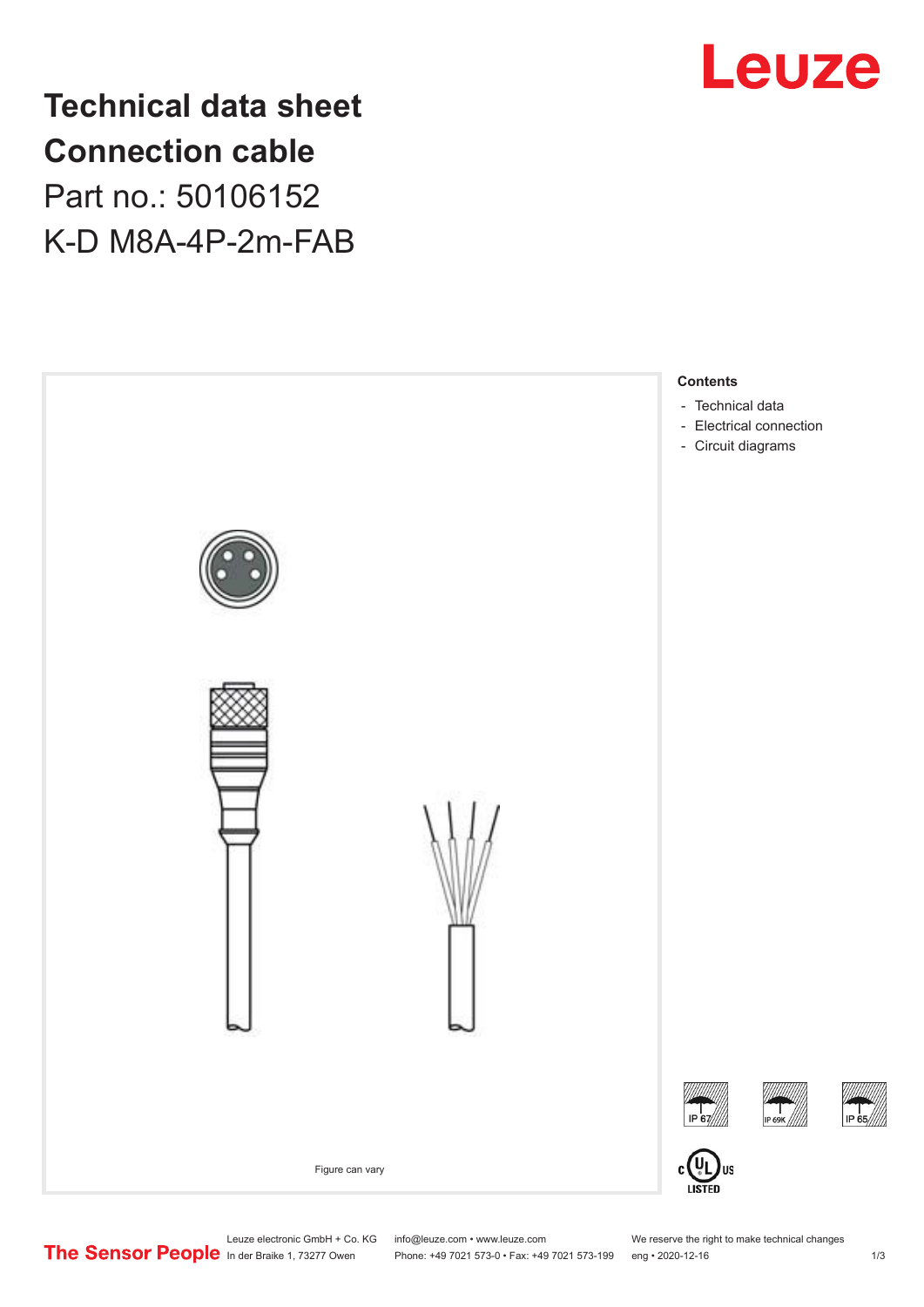# Technical data sheet
# Connection cable

Part no.: 50106152

K-D M8A-4P-2m-FAB

Figure can vary

**Contents**

- Technical data
- Electrical connection
- Circuit diagrams

IP 67 IP 69K IP 65

c UL US LISTED

The Sensor People

Leuze electronic GmbH + Co. KG
In der Braike 1, 73277 Owen

info@leuze.com • www.leuze.com
Phone: +49 7021 573-0 • Fax: +49 7021 573-199

We reserve the right to make technical changes
eng • 2020-12-16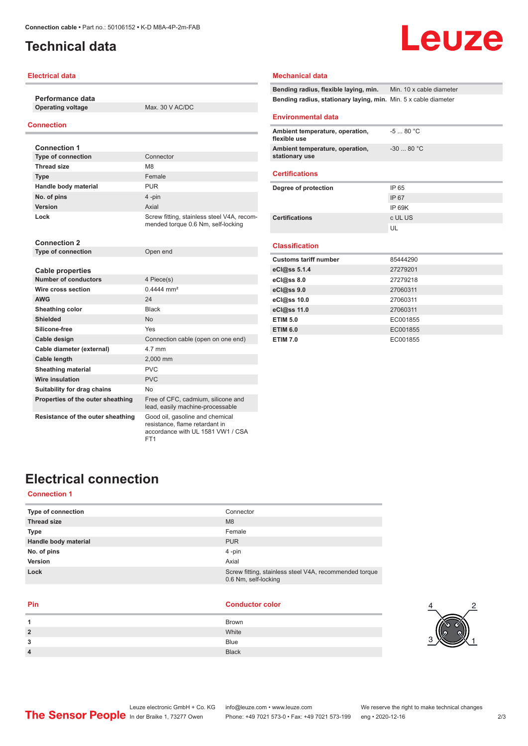# Technical data

## Electrical data

| Performance data | |
|---|---|
| Operating voltage | Max. 30 V AC/DC |

## Connection

| Connection 1 | |
|---|---|
| Type of connection | Connector |
| Thread size | M8 |
| Type | Female |
| Handle body material | PUR |
| No. of pins | 4 -pin |
| Version | Axial |
| Lock | Screw fitting, stainless steel V4A, recommended torque 0.6 Nm, self-locking |

| Connection 2 | |
|---|---|
| Type of connection | Open end |

| Cable properties | |
|---|---|
| Number of conductors | 4 Piece(s) |
| Wire cross section | 0.4444 mm² |
| AWG | 24 |
| Sheathing color | Black |
| Shielded | No |
| Silicone-free | Yes |
| Cable design | Connection cable (open on one end) |
| Cable diameter (external) | 4.7 mm |
| Cable length | 2,000 mm |
| Sheathing material | PVC |
| Wire insulation | PVC |
| Suitability for drag chains | No |
| Properties of the outer sheathing | Free of CFC, cadmium, silicone and lead, easily machine-processable |
| Resistance of the outer sheathing | Good oil, gasoline and chemical resistance, flame retardant in accordance with UL 1581 VW1 / CSA FT1 |

## Mechanical data

| | |
|---|---|
| Bending radius, flexible laying, min. | Min. 10 x cable diameter |
| Bending radius, stationary laying, min. | Min. 5 x cable diameter |

## Environmental data

| | |
|---|---|
| Ambient temperature, operation, flexible use | -5 ... 80 °C |
| Ambient temperature, operation, stationary use | -30 ... 80 °C |

## Certifications

| | |
|---|---|
| Degree of protection | IP 65 |
| | IP 67 |
| | IP 69K |
| Certifications | c UL US |
| | UL |

## Classification

| | |
|---|---|
| Customs tariff number | 85444290 |
| eCl@ss 5.1.4 | 27279201 |
| eCl@ss 8.0 | 27279218 |
| eCl@ss 9.0 | 27060311 |
| eCl@ss 10.0 | 27060311 |
| eCl@ss 11.0 | 27060311 |
| ETIM 5.0 | EC001855 |
| ETIM 6.0 | EC001855 |
| ETIM 7.0 | EC001855 |

# Electrical connection

## Connection 1

| | |
|---|---|
| Type of connection | Connector |
| Thread size | M8 |
| Type | Female |
| Handle body material | PUR |
| No. of pins | 4 -pin |
| Version | Axial |
| Lock | Screw fitting, stainless steel V4A, recommended torque 0.6 Nm, self-locking |

| Pin | Conductor color |
|---|---|
| 1 | Brown |
| 2 | White |
| 3 | Blue |
| 4 | Black |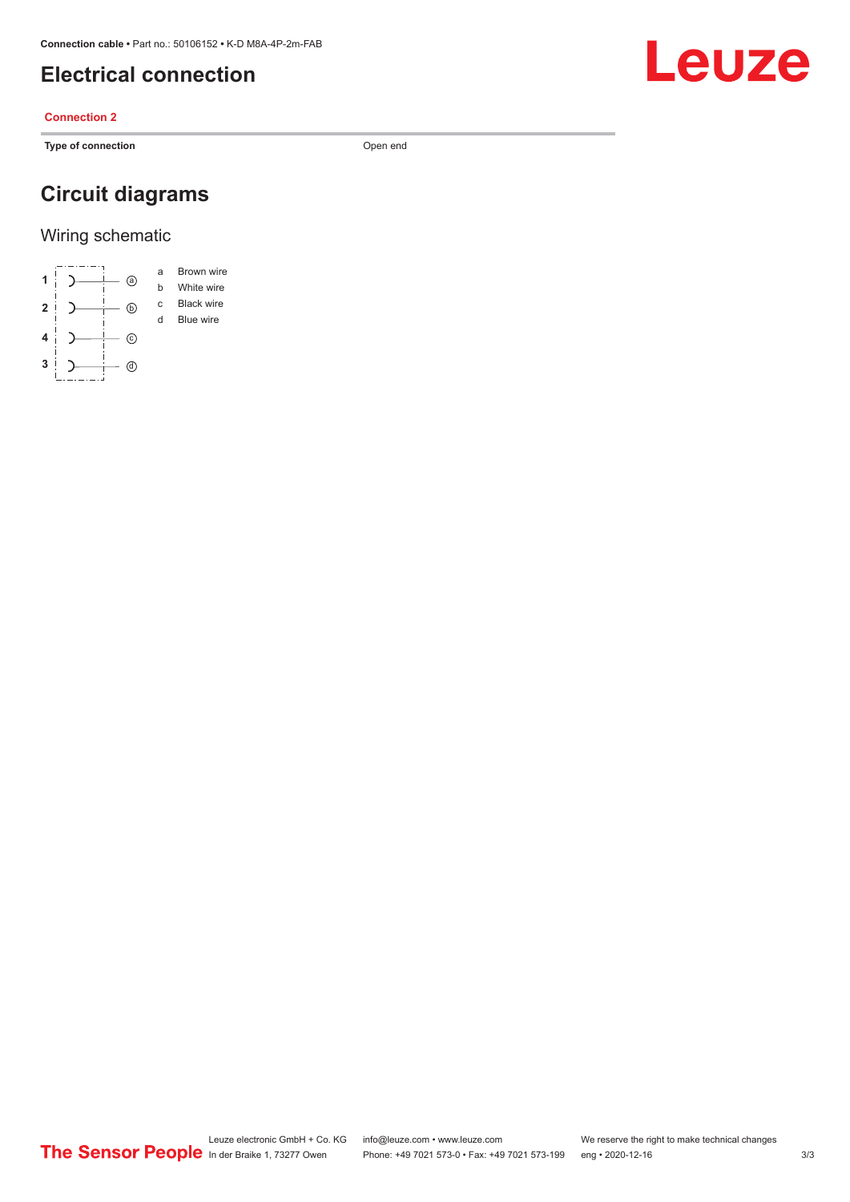## Electrical connection

**Connection 2**

| | |
|---|---|
| **Type of connection** | Open end |

## Circuit diagrams

### Wiring schematic

1
2
4
3

a
b
c
d

| | |
|---|---|
| a | Brown wire |
| b | White wire |
| c | Black wire |
| d | Blue wire |